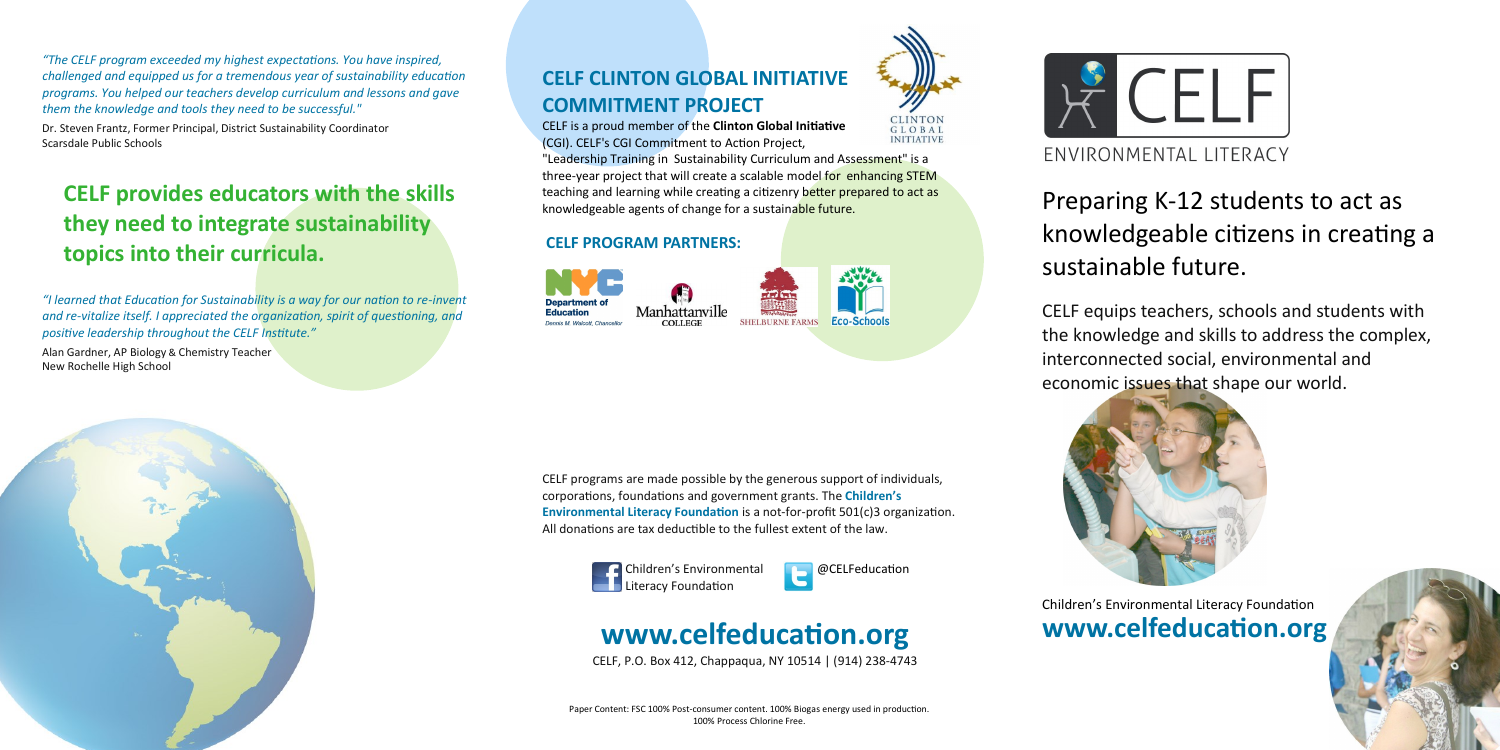*"The CELF program exceeded my highest expectations. You have inspired, challenged and equipped us for a tremendous year of sustainability education programs. You helped our teachers develop curriculum and lessons and gave them the knowledge and tools they need to be successful."*

Dr. Steven Frantz, Former Principal, District Sustainability Coordinator
Scarsdale Public Schools

## CELF provides educators with the skills they need to integrate sustainability topics into their curricula.

*"I learned that Education for Sustainability is a way for our nation to re-invent and re-vitalize itself. I appreciated the organization, spirit of questioning, and positive leadership throughout the CELF Institute."*

Alan Gardner, AP Biology & Chemistry Teacher
New Rochelle High School

## CELF CLINTON GLOBAL INITIATIVE COMMITMENT PROJECT

CELF is a proud member of the **Clinton Global Initiative** (CGI). CELF's CGI Commitment to Action Project, "Leadership Training in Sustainability Curriculum and Assessment" is a three-year project that will create a scalable model for enhancing STEM teaching and learning while creating a citizenry better prepared to act as knowledgeable agents of change for a sustainable future.

### CELF PROGRAM PARTNERS:

NYC Department of Education (Dennis M. Walcott, Chancellor) · Manhattanville College · Shelburne Farms · Eco-Schools

CELF programs are made possible by the generous support of individuals, corporations, foundations and government grants. The **Children's Environmental Literacy Foundation** is a not-for-profit 501(c)3 organization. All donations are tax deductible to the fullest extent of the law.

Children's Environmental Literacy Foundation

@CELFeducation

## www.celfeducation.org

CELF, P.O. Box 412, Chappaqua, NY 10514 | (914) 238-4743

Paper Content: FSC 100% Post-consumer content. 100% Biogas energy used in production. 100% Process Chlorine Free.

# CELF

ENVIRONMENTAL LITERACY

## Preparing K-12 students to act as knowledgeable citizens in creating a sustainable future.

CELF equips teachers, schools and students with the knowledge and skills to address the complex, interconnected social, environmental and economic issues that shape our world.

Children's Environmental Literacy Foundation

**www.celfeducation.org**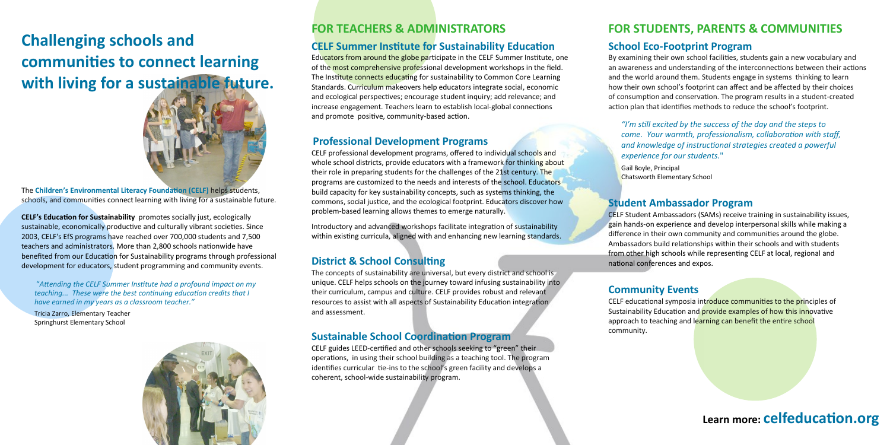# Challenging schools and communities to connect learning with living for a sustainable future.

The **Children's Environmental Literacy Foundation (CELF)** helps students, schools, and communities connect learning with living for a sustainable future.

**CELF's Education for Sustainability** promotes socially just, ecologically sustainable, economically productive and culturally vibrant societies. Since 2003, CELF's EfS programs have reached over 700,000 students and 7,500 teachers and administrators. More than 2,800 schools nationwide have benefited from our Education for Sustainability programs through professional development for educators, student programming and community events.

*"Attending the CELF Summer Institute had a profound impact on my teaching... These were the best continuing education credits that I have earned in my years as a classroom teacher."*

Tricia Zarro, Elementary Teacher
Springhurst Elementary School

## FOR TEACHERS & ADMINISTRATORS

### CELF Summer Institute for Sustainability Education

Educators from around the globe participate in the CELF Summer Institute, one of the most comprehensive professional development workshops in the field. The Institute connects educating for sustainability to Common Core Learning Standards. Curriculum makeovers help educators integrate social, economic and ecological perspectives; encourage student inquiry; add relevance; and increase engagement. Teachers learn to establish local-global connections and promote positive, community-based action.

### Professional Development Programs

CELF professional development programs, offered to individual schools and whole school districts, provide educators with a framework for thinking about their role in preparing students for the challenges of the 21st century. The programs are customized to the needs and interests of the school. Educators build capacity for key sustainability concepts, such as systems thinking, the commons, social justice, and the ecological footprint. Educators discover how problem-based learning allows themes to emerge naturally.

Introductory and advanced workshops facilitate integration of sustainability within existing curricula, aligned with and enhancing new learning standards.

### District & School Consulting

The concepts of sustainability are universal, but every district and school is unique. CELF helps schools on the journey toward infusing sustainability into their curriculum, campus and culture. CELF provides robust and relevant resources to assist with all aspects of Sustainability Education integration and assessment.

### Sustainable School Coordination Program

CELF guides LEED-certified and other schools seeking to "green" their operations, in using their school building as a teaching tool. The program identifies curricular tie-ins to the school's green facility and develops a coherent, school-wide sustainability program.

## FOR STUDENTS, PARENTS & COMMUNITIES

### School Eco-Footprint Program

By examining their own school facilities, students gain a new vocabulary and an awareness and understanding of the interconnections between their actions and the world around them. Students engage in systems thinking to learn how their own school's footprint can affect and be affected by their choices of consumption and conservation. The program results in a student-created action plan that identifies methods to reduce the school's footprint.

*"I'm still excited by the success of the day and the steps to come. Your warmth, professionalism, collaboration with staff, and knowledge of instructional strategies created a powerful experience for our students."*

Gail Boyle, Principal
Chatsworth Elementary School

### Student Ambassador Program

CELF Student Ambassadors (SAMs) receive training in sustainability issues, gain hands-on experience and develop interpersonal skills while making a difference in their own community and communities around the globe. Ambassadors build relationships within their schools and with students from other high schools while representing CELF at local, regional and national conferences and expos.

### Community Events

CELF educational symposia introduce communities to the principles of Sustainability Education and provide examples of how this innovative approach to teaching and learning can benefit the entire school community.

**Learn more: celfeducation.org**